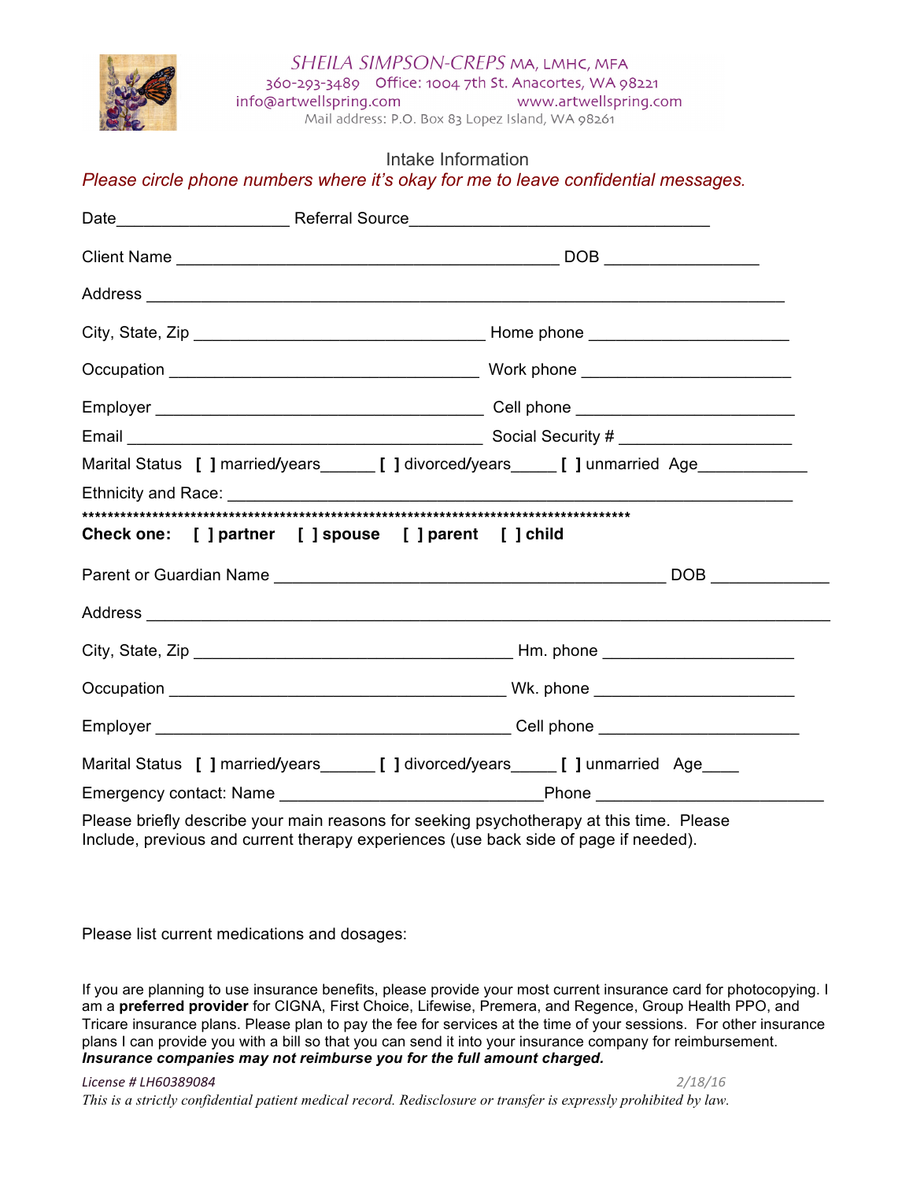SHEILA SIMPSON-CREPS MA, LMHC, MFA
360-293-3489 Office: 1004 7th St. Anacortes, WA 98221
info@artwellspring.com www.artwellspring.com
Mail address: P.O. Box 83 Lopez Island, WA 98261

## Intake Information

*Please circle phone numbers where it's okay for me to leave confidential messages.*

Date___________________ Referral Source_________________________________

Client Name __________________________________________ DOB _________________

Address ______________________________________________________________________

City, State, Zip ________________________________ Home phone ______________________

Occupation __________________________________ Work phone _______________________

Employer ____________________________________ Cell phone ________________________

Email _______________________________________ Social Security # ___________________

Marital Status [ ] married/years______ [ ] divorced/years_____ [ ] unmarried Age____________

Ethnicity and Race: ___________________________________________________________________

************************************************************************************

**Check one: [ ] partner [ ] spouse [ ] parent [ ] child**

Parent or Guardian Name ___________________________________________ DOB _____________

Address ______________________________________________________________________________

City, State, Zip ___________________________________ Hm. phone _____________________

Occupation _____________________________________ Wk. phone ______________________

Employer _______________________________________ Cell phone ______________________

Marital Status [ ] married/years______ [ ] divorced/years_____ [ ] unmarried Age____

Emergency contact: Name ______________________________Phone _________________________

Please briefly describe your main reasons for seeking psychotherapy at this time. Please Include, previous and current therapy experiences (use back side of page if needed).

Please list current medications and dosages:

If you are planning to use insurance benefits, please provide your most current insurance card for photocopying. I am a **preferred provider** for CIGNA, First Choice, Lifewise, Premera, and Regence, Group Health PPO, and Tricare insurance plans. Please plan to pay the fee for services at the time of your sessions. For other insurance plans I can provide you with a bill so that you can send it into your insurance company for reimbursement. ***Insurance companies may not reimburse you for the full amount charged.***

*License # LH60389084* *2/18/16*

*This is a strictly confidential patient medical record. Redisclosure or transfer is expressly prohibited by law.*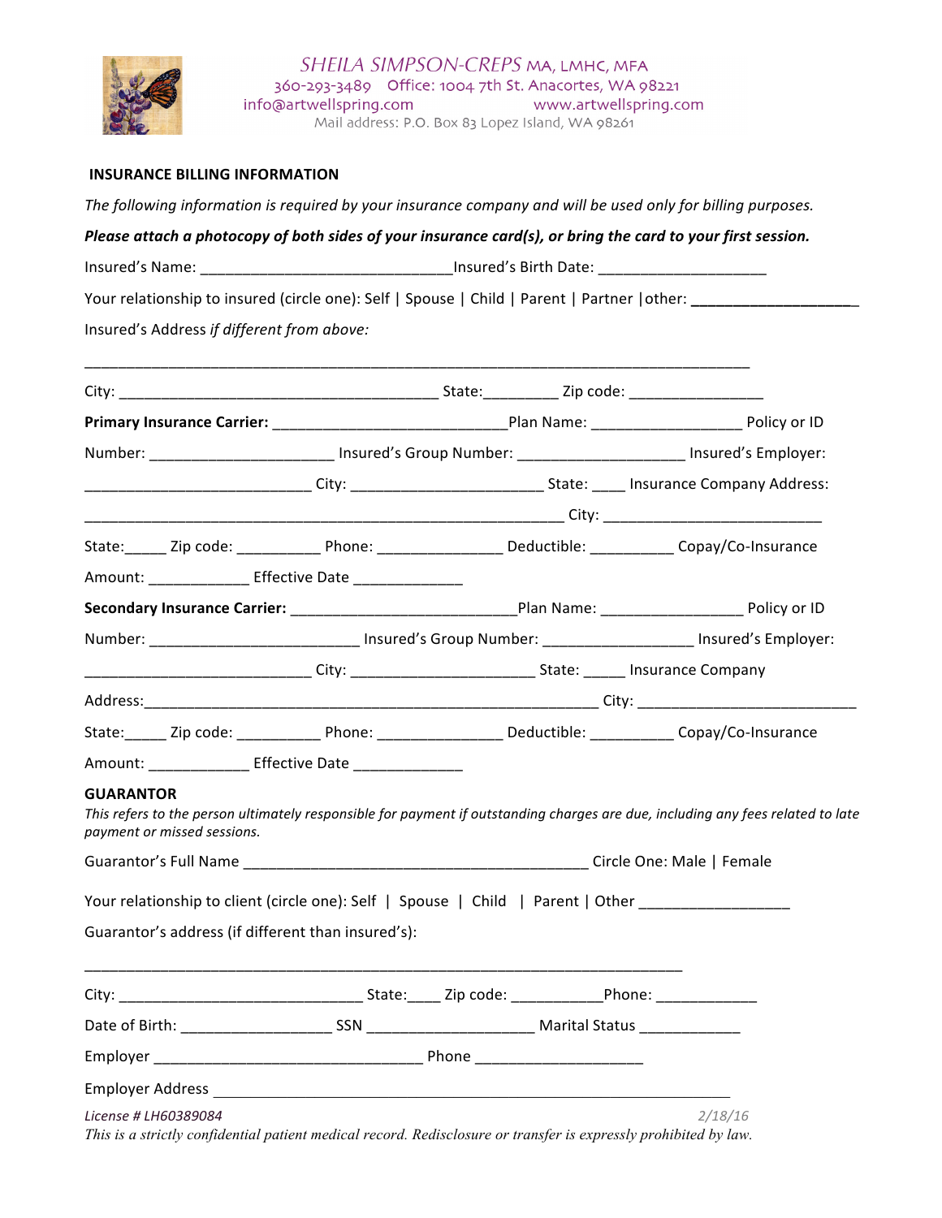SHEILA SIMPSON-CREPS MA, LMHC, MFA
360-293-3489 Office: 1004 7th St. Anacortes, WA 98221
info@artwellspring.com www.artwellspring.com
Mail address: P.O. Box 83 Lopez Island, WA 98261

## INSURANCE BILLING INFORMATION

*The following information is required by your insurance company and will be used only for billing purposes.*

***Please attach a photocopy of both sides of your insurance card(s), or bring the card to your first session.***

Insured's Name: ______________________________Insured's Birth Date: ____________________

Your relationship to insured (circle one): Self | Spouse | Child | Parent | Partner |other: ____________________

Insured's Address *if different from above:*

______________________________________________________________________________

City: ________________________________________ State:_________ Zip code: ________________

**Primary Insurance Carrier:** ____________________________Plan Name: __________________ Policy or ID Number: _____________________ Insured's Group Number: ___________________ Insured's Employer: __________________________ City: ______________________ State: ____ Insurance Company Address: ___________________________________________________________ City: _________________________ State:_____ Zip code: __________ Phone: _______________ Deductible: __________ Copay/Co-Insurance Amount: ____________ Effective Date _____________

**Secondary Insurance Carrier:** ___________________________Plan Name: _________________ Policy or ID Number: ________________________ Insured's Group Number: _________________ Insured's Employer: ___________________________ City: ______________________ State: _____ Insurance Company Address:_______________________________________________________ City: _________________________ State:_____ Zip code: __________ Phone: _______________ Deductible: __________ Copay/Co-Insurance Amount: ____________ Effective Date _____________

**GUARANTOR**

*This refers to the person ultimately responsible for payment if outstanding charges are due, including any fees related to late payment or missed sessions.*

Guarantor's Full Name __________________________________________ Circle One: Male | Female

Your relationship to client (circle one): Self | Spouse | Child | Parent | Other _________________

Guarantor's address (if different than insured's):

__________________________________________________________________________

City: _____________________________ State:____ Zip code: ___________Phone: ____________

Date of Birth: __________________ SSN ____________________ Marital Status ____________

Employer ________________________________ Phone ____________________

Employer Address ________________________________________________________________

*License # LH60389084* *2/18/16*

*This is a strictly confidential patient medical record. Redisclosure or transfer is expressly prohibited by law.*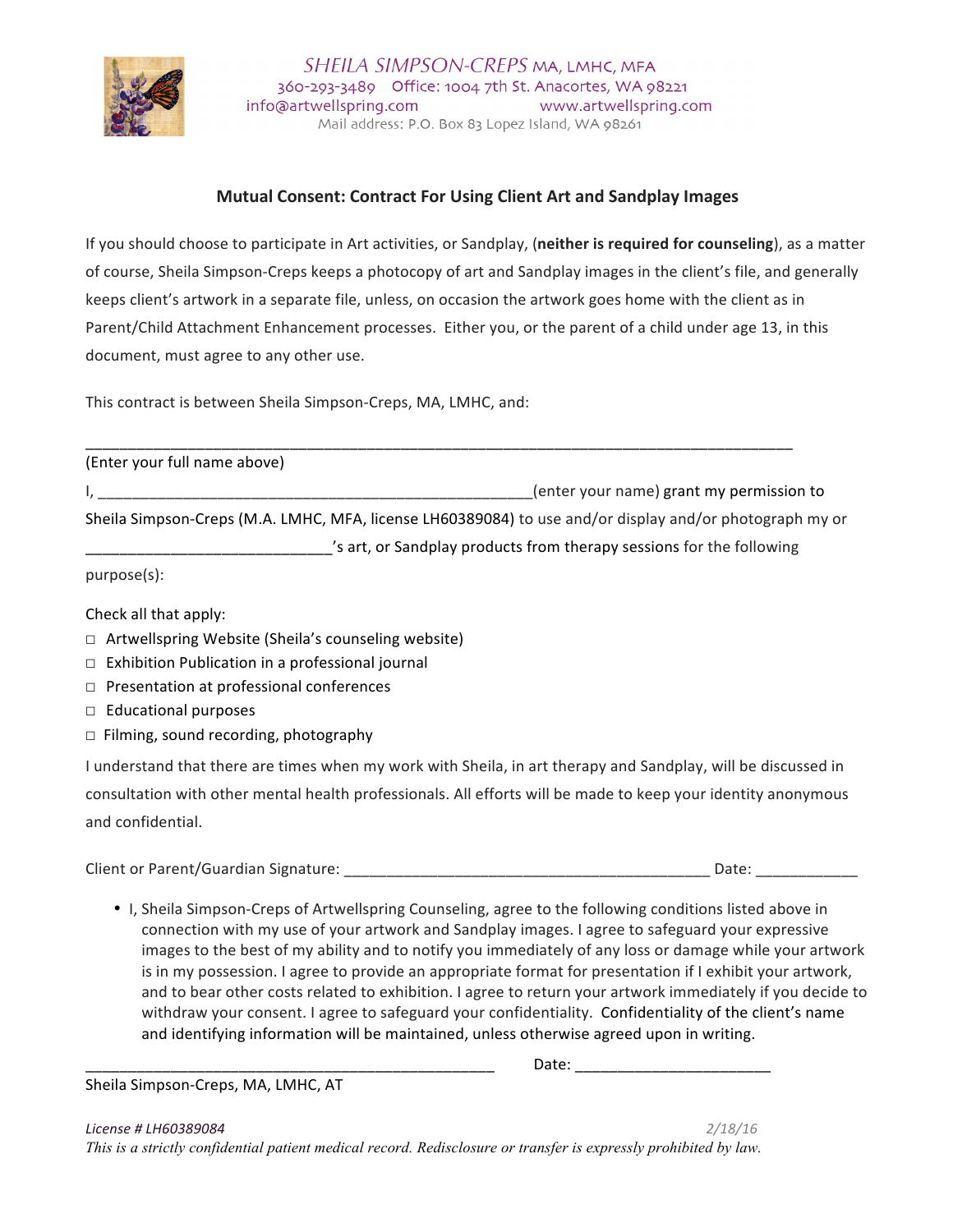SHEILA SIMPSON-CREPS MA, LMHC, MFA
360-293-3489 Office: 1004 7th St. Anacortes, WA 98221
info@artwellspring.com www.artwellspring.com
Mail address: P.O. Box 83 Lopez Island, WA 98261

## Mutual Consent: Contract For Using Client Art and Sandplay Images

If you should choose to participate in Art activities, or Sandplay, (**neither is required for counseling**), as a matter of course, Sheila Simpson-Creps keeps a photocopy of art and Sandplay images in the client's file, and generally keeps client's artwork in a separate file, unless, on occasion the artwork goes home with the client as in Parent/Child Attachment Enhancement processes. Either you, or the parent of a child under age 13, in this document, must agree to any other use.

This contract is between Sheila Simpson-Creps, MA, LMHC, and:

_______________________________________________________________________________

(Enter your full name above)

I, ____________________________________________(enter your name) grant my permission to Sheila Simpson-Creps (M.A. LMHC, MFA, license LH60389084) to use and/or display and/or photograph my or ___________________________'s art, or Sandplay products from therapy sessions for the following purpose(s):

Check all that apply:

- □ Artwellspring Website (Sheila's counseling website)
- □ Exhibition Publication in a professional journal
- □ Presentation at professional conferences
- □ Educational purposes
- □ Filming, sound recording, photography

I understand that there are times when my work with Sheila, in art therapy and Sandplay, will be discussed in consultation with other mental health professionals. All efforts will be made to keep your identity anonymous and confidential.

Client or Parent/Guardian Signature: ________________________________________ Date: ___________

- I, Sheila Simpson-Creps of Artwellspring Counseling, agree to the following conditions listed above in connection with my use of your artwork and Sandplay images. I agree to safeguard your expressive images to the best of my ability and to notify you immediately of any loss or damage while your artwork is in my possession. I agree to provide an appropriate format for presentation if I exhibit your artwork, and to bear other costs related to exhibition. I agree to return your artwork immediately if you decide to withdraw your consent. I agree to safeguard your confidentiality. Confidentiality of the client's name and identifying information will be maintained, unless otherwise agreed upon in writing.

_____________________________________________ Date: ______________________

Sheila Simpson-Creps, MA, LMHC, AT

*License # LH60389084* *2/18/16*

*This is a strictly confidential patient medical record. Redisclosure or transfer is expressly prohibited by law.*